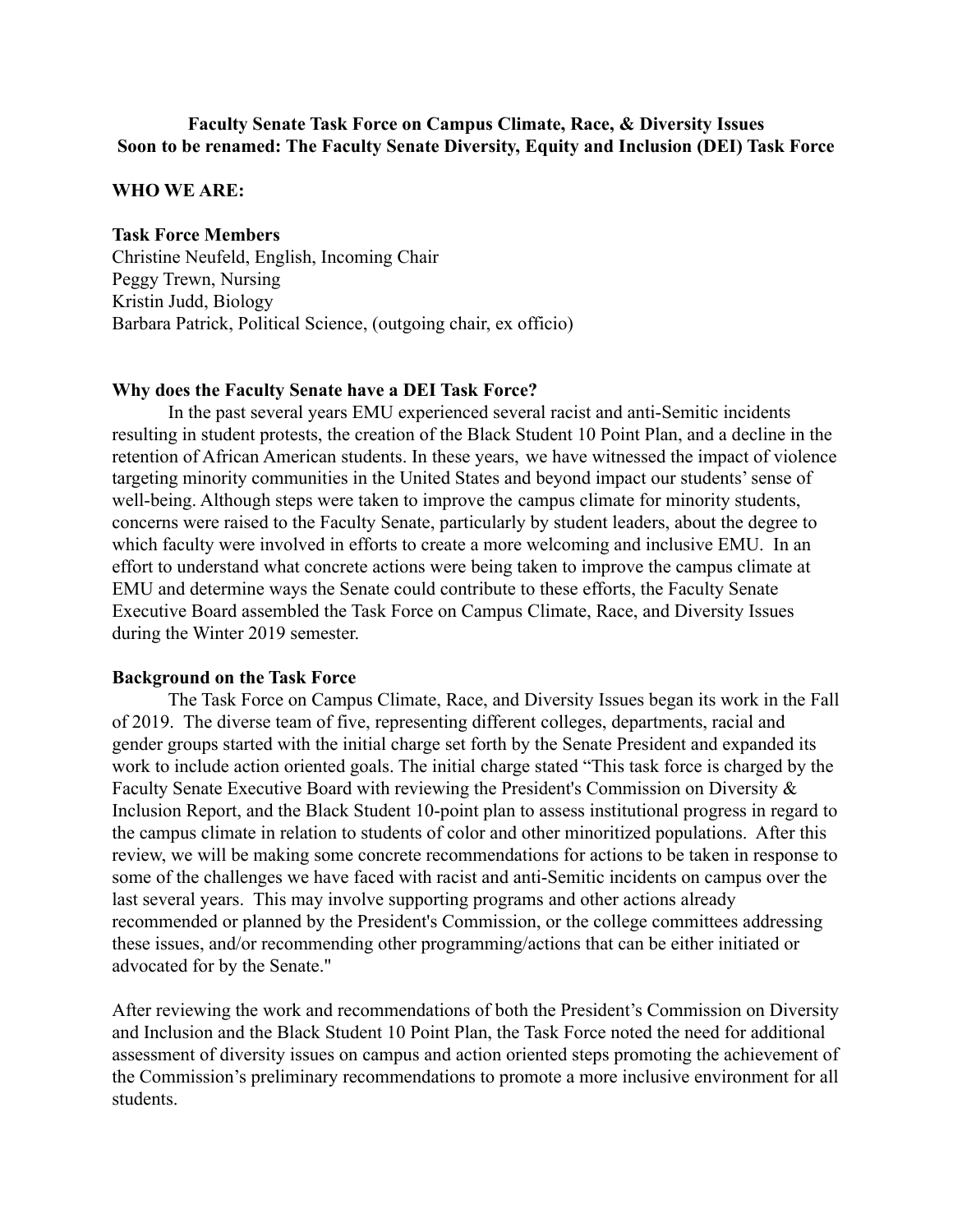**Faculty Senate Task Force on Campus Climate, Race, & Diversity Issues**
**Soon to be renamed: The Faculty Senate Diversity, Equity and Inclusion (DEI) Task Force**

**WHO WE ARE:**

**Task Force Members**
Christine Neufeld, English, Incoming Chair
Peggy Trewn, Nursing
Kristin Judd, Biology
Barbara Patrick, Political Science, (outgoing chair, ex officio)

**Why does the Faculty Senate have a DEI Task Force?**

In the past several years EMU experienced several racist and anti-Semitic incidents resulting in student protests, the creation of the Black Student 10 Point Plan, and a decline in the retention of African American students. In these years, we have witnessed the impact of violence targeting minority communities in the United States and beyond impact our students' sense of well-being. Although steps were taken to improve the campus climate for minority students, concerns were raised to the Faculty Senate, particularly by student leaders, about the degree to which faculty were involved in efforts to create a more welcoming and inclusive EMU. In an effort to understand what concrete actions were being taken to improve the campus climate at EMU and determine ways the Senate could contribute to these efforts, the Faculty Senate Executive Board assembled the Task Force on Campus Climate, Race, and Diversity Issues during the Winter 2019 semester.

**Background on the Task Force**

The Task Force on Campus Climate, Race, and Diversity Issues began its work in the Fall of 2019. The diverse team of five, representing different colleges, departments, racial and gender groups started with the initial charge set forth by the Senate President and expanded its work to include action oriented goals. The initial charge stated "This task force is charged by the Faculty Senate Executive Board with reviewing the President's Commission on Diversity & Inclusion Report, and the Black Student 10-point plan to assess institutional progress in regard to the campus climate in relation to students of color and other minoritized populations. After this review, we will be making some concrete recommendations for actions to be taken in response to some of the challenges we have faced with racist and anti-Semitic incidents on campus over the last several years. This may involve supporting programs and other actions already recommended or planned by the President's Commission, or the college committees addressing these issues, and/or recommending other programming/actions that can be either initiated or advocated for by the Senate."

After reviewing the work and recommendations of both the President's Commission on Diversity and Inclusion and the Black Student 10 Point Plan, the Task Force noted the need for additional assessment of diversity issues on campus and action oriented steps promoting the achievement of the Commission's preliminary recommendations to promote a more inclusive environment for all students.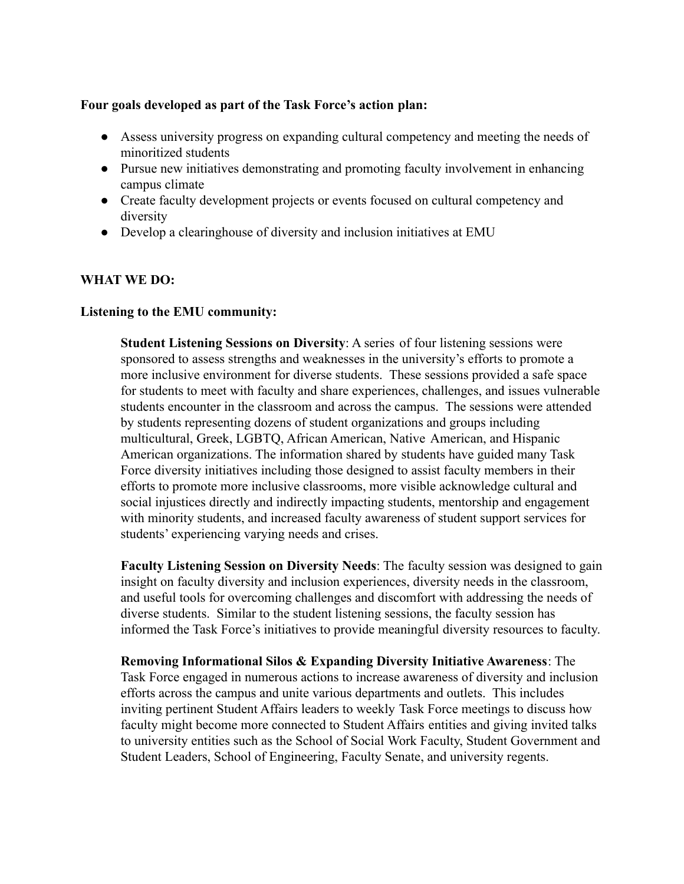**Four goals developed as part of the Task Force's action plan:**

- Assess university progress on expanding cultural competency and meeting the needs of minoritized students
- Pursue new initiatives demonstrating and promoting faculty involvement in enhancing campus climate
- Create faculty development projects or events focused on cultural competency and diversity
- Develop a clearinghouse of diversity and inclusion initiatives at EMU

**WHAT WE DO:**

**Listening to the EMU community:**

**Student Listening Sessions on Diversity**: A series of four listening sessions were sponsored to assess strengths and weaknesses in the university's efforts to promote a more inclusive environment for diverse students. These sessions provided a safe space for students to meet with faculty and share experiences, challenges, and issues vulnerable students encounter in the classroom and across the campus. The sessions were attended by students representing dozens of student organizations and groups including multicultural, Greek, LGBTQ, African American, Native American, and Hispanic American organizations. The information shared by students have guided many Task Force diversity initiatives including those designed to assist faculty members in their efforts to promote more inclusive classrooms, more visible acknowledge cultural and social injustices directly and indirectly impacting students, mentorship and engagement with minority students, and increased faculty awareness of student support services for students' experiencing varying needs and crises.

**Faculty Listening Session on Diversity Needs**: The faculty session was designed to gain insight on faculty diversity and inclusion experiences, diversity needs in the classroom, and useful tools for overcoming challenges and discomfort with addressing the needs of diverse students. Similar to the student listening sessions, the faculty session has informed the Task Force's initiatives to provide meaningful diversity resources to faculty.

**Removing Informational Silos & Expanding Diversity Initiative Awareness**: The Task Force engaged in numerous actions to increase awareness of diversity and inclusion efforts across the campus and unite various departments and outlets. This includes inviting pertinent Student Affairs leaders to weekly Task Force meetings to discuss how faculty might become more connected to Student Affairs entities and giving invited talks to university entities such as the School of Social Work Faculty, Student Government and Student Leaders, School of Engineering, Faculty Senate, and university regents.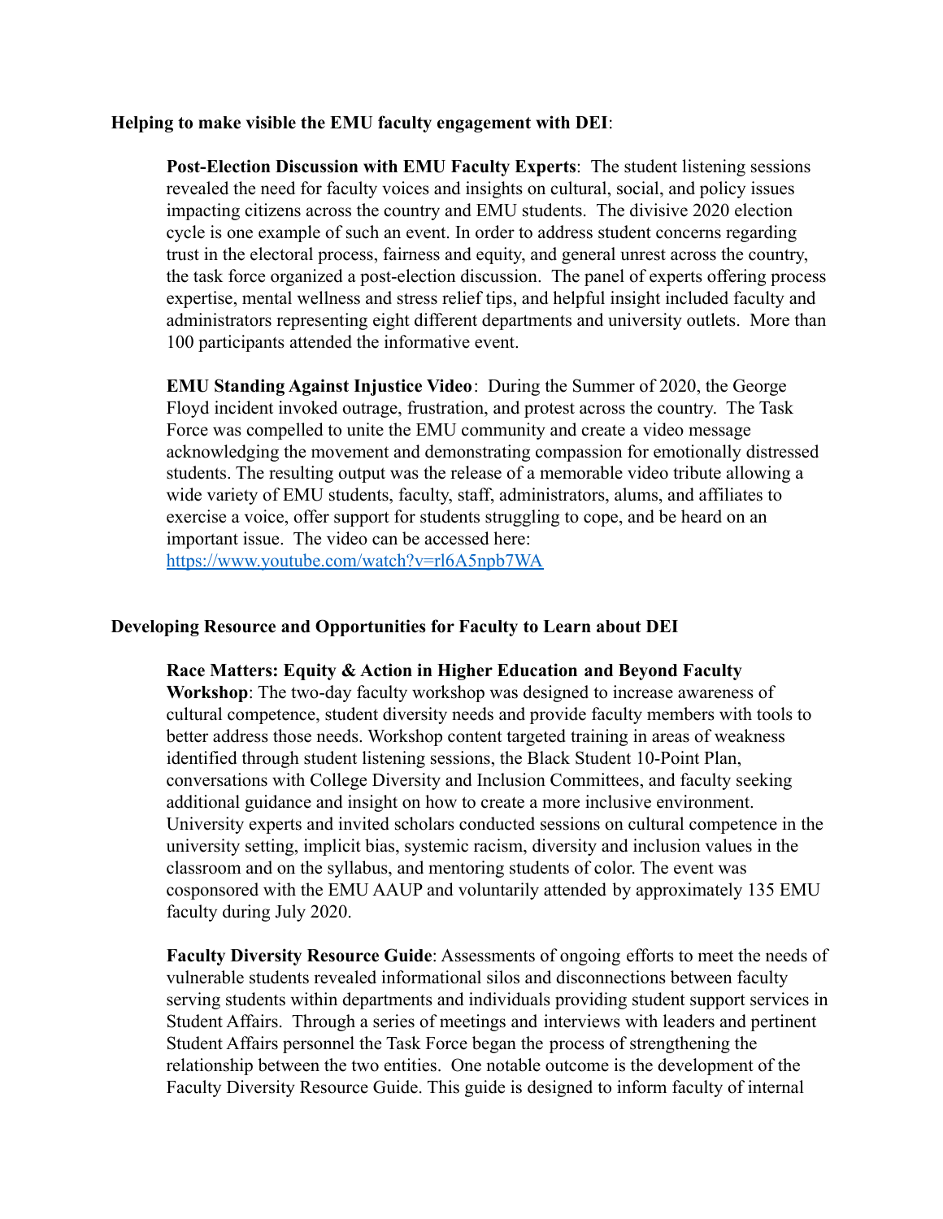**Helping to make visible the EMU faculty engagement with DEI**:

**Post-Election Discussion with EMU Faculty Experts**: The student listening sessions revealed the need for faculty voices and insights on cultural, social, and policy issues impacting citizens across the country and EMU students. The divisive 2020 election cycle is one example of such an event. In order to address student concerns regarding trust in the electoral process, fairness and equity, and general unrest across the country, the task force organized a post-election discussion. The panel of experts offering process expertise, mental wellness and stress relief tips, and helpful insight included faculty and administrators representing eight different departments and university outlets. More than 100 participants attended the informative event.

**EMU Standing Against Injustice Video**: During the Summer of 2020, the George Floyd incident invoked outrage, frustration, and protest across the country. The Task Force was compelled to unite the EMU community and create a video message acknowledging the movement and demonstrating compassion for emotionally distressed students. The resulting output was the release of a memorable video tribute allowing a wide variety of EMU students, faculty, staff, administrators, alums, and affiliates to exercise a voice, offer support for students struggling to cope, and be heard on an important issue. The video can be accessed here: [https://www.youtube.com/watch?v=rl6A5npb7WA](https://www.youtube.com/watch?v=rl6A5npb7WA)

**Developing Resource and Opportunities for Faculty to Learn about DEI**

**Race Matters: Equity & Action in Higher Education and Beyond Faculty Workshop**: The two-day faculty workshop was designed to increase awareness of cultural competence, student diversity needs and provide faculty members with tools to better address those needs. Workshop content targeted training in areas of weakness identified through student listening sessions, the Black Student 10-Point Plan, conversations with College Diversity and Inclusion Committees, and faculty seeking additional guidance and insight on how to create a more inclusive environment. University experts and invited scholars conducted sessions on cultural competence in the university setting, implicit bias, systemic racism, diversity and inclusion values in the classroom and on the syllabus, and mentoring students of color. The event was cosponsored with the EMU AAUP and voluntarily attended by approximately 135 EMU faculty during July 2020.

**Faculty Diversity Resource Guide**: Assessments of ongoing efforts to meet the needs of vulnerable students revealed informational silos and disconnections between faculty serving students within departments and individuals providing student support services in Student Affairs. Through a series of meetings and interviews with leaders and pertinent Student Affairs personnel the Task Force began the process of strengthening the relationship between the two entities. One notable outcome is the development of the Faculty Diversity Resource Guide. This guide is designed to inform faculty of internal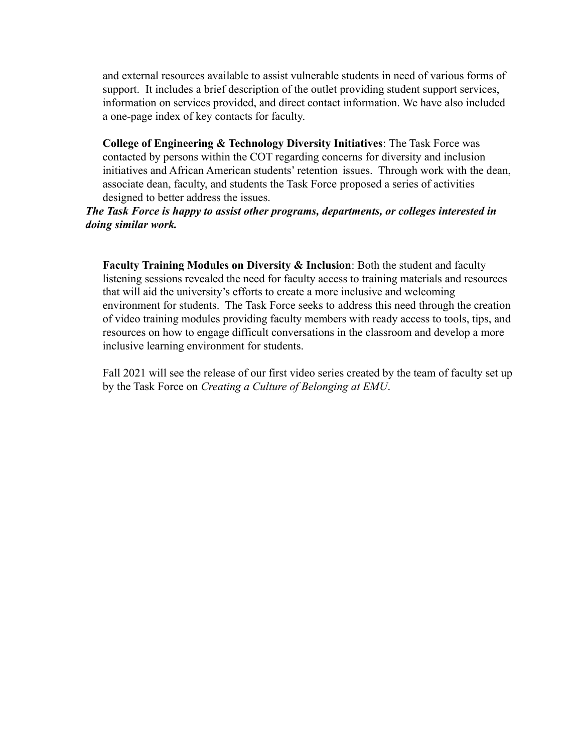and external resources available to assist vulnerable students in need of various forms of support. It includes a brief description of the outlet providing student support services, information on services provided, and direct contact information. We have also included a one-page index of key contacts for faculty.

**College of Engineering & Technology Diversity Initiatives**: The Task Force was contacted by persons within the COT regarding concerns for diversity and inclusion initiatives and African American students' retention issues. Through work with the dean, associate dean, faculty, and students the Task Force proposed a series of activities designed to better address the issues.

***The Task Force is happy to assist other programs, departments, or colleges interested in doing similar work.***

**Faculty Training Modules on Diversity & Inclusion**: Both the student and faculty listening sessions revealed the need for faculty access to training materials and resources that will aid the university's efforts to create a more inclusive and welcoming environment for students. The Task Force seeks to address this need through the creation of video training modules providing faculty members with ready access to tools, tips, and resources on how to engage difficult conversations in the classroom and develop a more inclusive learning environment for students.

Fall 2021 will see the release of our first video series created by the team of faculty set up by the Task Force on *Creating a Culture of Belonging at EMU*.